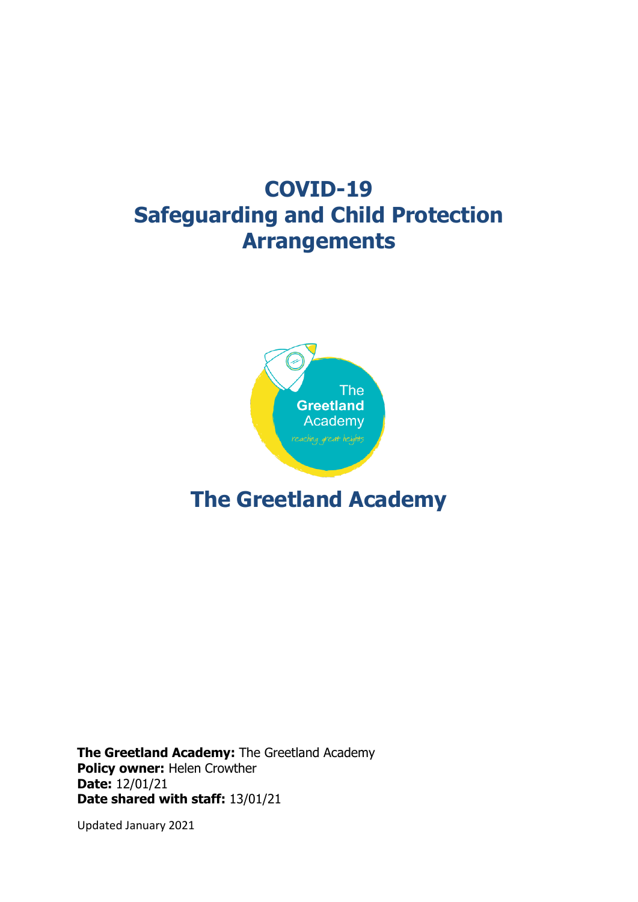# COVID-19
# Safeguarding and Child Protection Arrangements

## The Greetland Academy

**The Greetland Academy:** The Greetland Academy
**Policy owner:** Helen Crowther
**Date:** 12/01/21
**Date shared with staff:** 13/01/21

Updated January 2021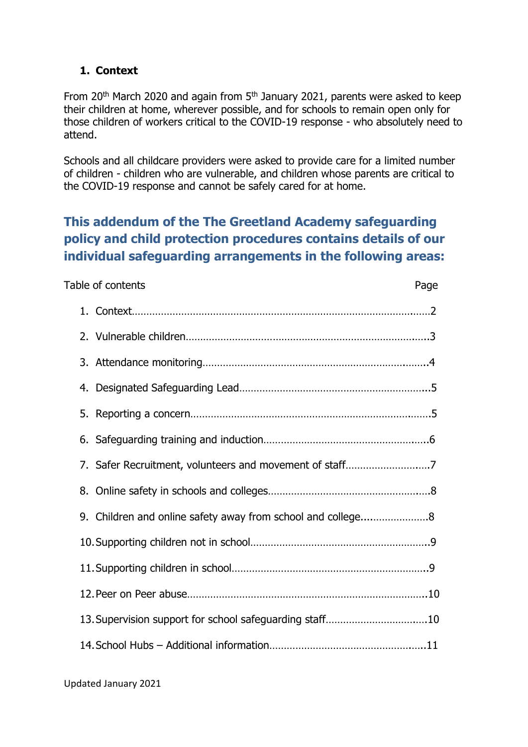## 1. Context

From 20th March 2020 and again from 5th January 2021, parents were asked to keep their children at home, wherever possible, and for schools to remain open only for those children of workers critical to the COVID-19 response - who absolutely need to attend.

Schools and all childcare providers were asked to provide care for a limited number of children - children who are vulnerable, and children whose parents are critical to the COVID-19 response and cannot be safely cared for at home.

## This addendum of the The Greetland Academy safeguarding policy and child protection procedures contains details of our individual safeguarding arrangements in the following areas:

| Table of contents | Page |
| --- | --- |
| 1. Context | 2 |
| 2. Vulnerable children | 3 |
| 3. Attendance monitoring | 4 |
| 4. Designated Safeguarding Lead | 5 |
| 5. Reporting a concern | 5 |
| 6. Safeguarding training and induction | 6 |
| 7. Safer Recruitment, volunteers and movement of staff | 7 |
| 8. Online safety in schools and colleges | 8 |
| 9. Children and online safety away from school and college | 8 |
| 10. Supporting children not in school | 9 |
| 11. Supporting children in school | 9 |
| 12. Peer on Peer abuse | 10 |
| 13. Supervision support for school safeguarding staff | 10 |
| 14. School Hubs – Additional information | 11 |

Updated January 2021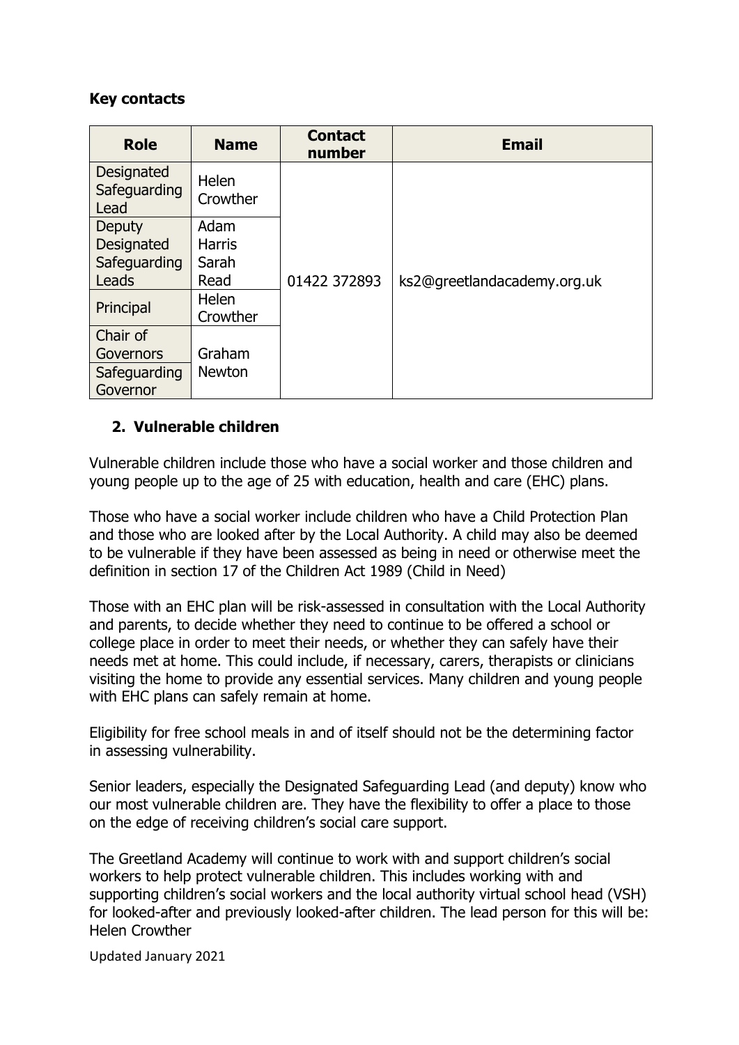**Key contacts**

| Role | Name | Contact number | Email |
|---|---|---|---|
| Designated Safeguarding Lead | Helen Crowther | 01422 372893 | ks2@greetlandacademy.org.uk |
| Deputy Designated Safeguarding Leads | Adam Harris Sarah Read | | |
| Principal | Helen Crowther | | |
| Chair of Governors | Graham Newton | | |
| Safeguarding Governor | | | |

## 2. Vulnerable children

Vulnerable children include those who have a social worker and those children and young people up to the age of 25 with education, health and care (EHC) plans.

Those who have a social worker include children who have a Child Protection Plan and those who are looked after by the Local Authority. A child may also be deemed to be vulnerable if they have been assessed as being in need or otherwise meet the definition in section 17 of the Children Act 1989 (Child in Need)

Those with an EHC plan will be risk-assessed in consultation with the Local Authority and parents, to decide whether they need to continue to be offered a school or college place in order to meet their needs, or whether they can safely have their needs met at home. This could include, if necessary, carers, therapists or clinicians visiting the home to provide any essential services. Many children and young people with EHC plans can safely remain at home.

Eligibility for free school meals in and of itself should not be the determining factor in assessing vulnerability.

Senior leaders, especially the Designated Safeguarding Lead (and deputy) know who our most vulnerable children are. They have the flexibility to offer a place to those on the edge of receiving children's social care support.

The Greetland Academy will continue to work with and support children's social workers to help protect vulnerable children. This includes working with and supporting children's social workers and the local authority virtual school head (VSH) for looked-after and previously looked-after children. The lead person for this will be: Helen Crowther

Updated January 2021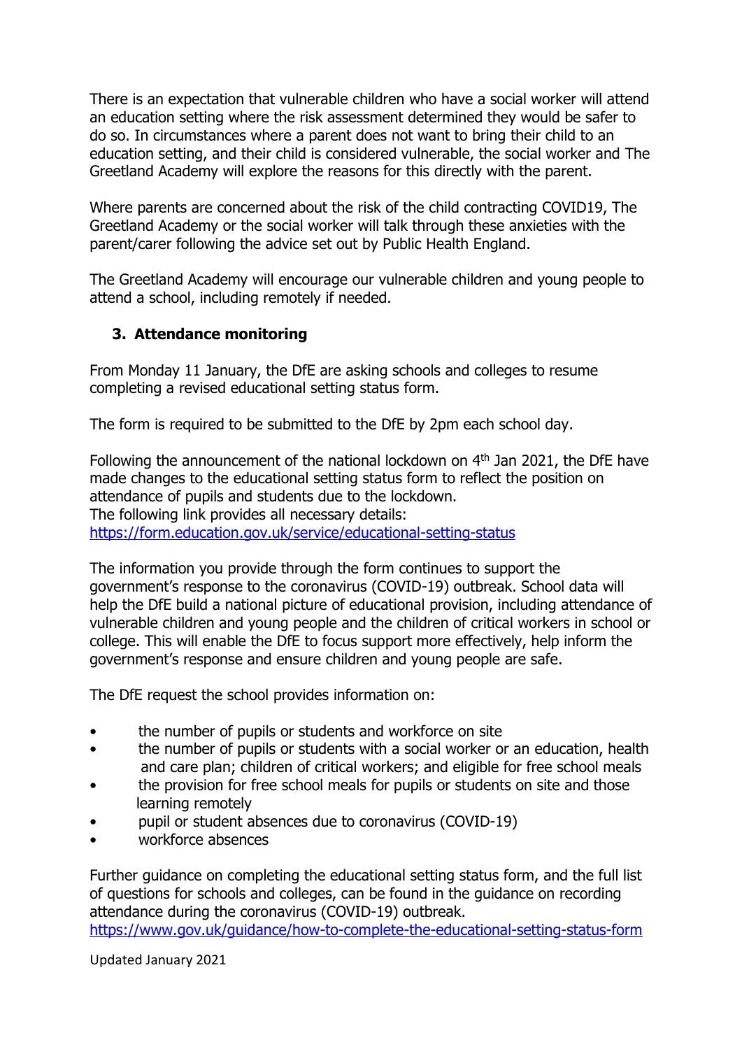There is an expectation that vulnerable children who have a social worker will attend an education setting where the risk assessment determined they would be safer to do so. In circumstances where a parent does not want to bring their child to an education setting, and their child is considered vulnerable, the social worker and The Greetland Academy will explore the reasons for this directly with the parent.

Where parents are concerned about the risk of the child contracting COVID19, The Greetland Academy or the social worker will talk through these anxieties with the parent/carer following the advice set out by Public Health England.

The Greetland Academy will encourage our vulnerable children and young people to attend a school, including remotely if needed.

## 3. Attendance monitoring

From Monday 11 January, the DfE are asking schools and colleges to resume completing a revised educational setting status form.

The form is required to be submitted to the DfE by 2pm each school day.

Following the announcement of the national lockdown on 4th Jan 2021, the DfE have made changes to the educational setting status form to reflect the position on attendance of pupils and students due to the lockdown.
The following link provides all necessary details:
https://form.education.gov.uk/service/educational-setting-status

The information you provide through the form continues to support the government's response to the coronavirus (COVID-19) outbreak. School data will help the DfE build a national picture of educational provision, including attendance of vulnerable children and young people and the children of critical workers in school or college. This will enable the DfE to focus support more effectively, help inform the government's response and ensure children and young people are safe.

The DfE request the school provides information on:

- the number of pupils or students and workforce on site
- the number of pupils or students with a social worker or an education, health and care plan; children of critical workers; and eligible for free school meals
- the provision for free school meals for pupils or students on site and those learning remotely
- pupil or student absences due to coronavirus (COVID-19)
- workforce absences

Further guidance on completing the educational setting status form, and the full list of questions for schools and colleges, can be found in the guidance on recording attendance during the coronavirus (COVID-19) outbreak.
https://www.gov.uk/guidance/how-to-complete-the-educational-setting-status-form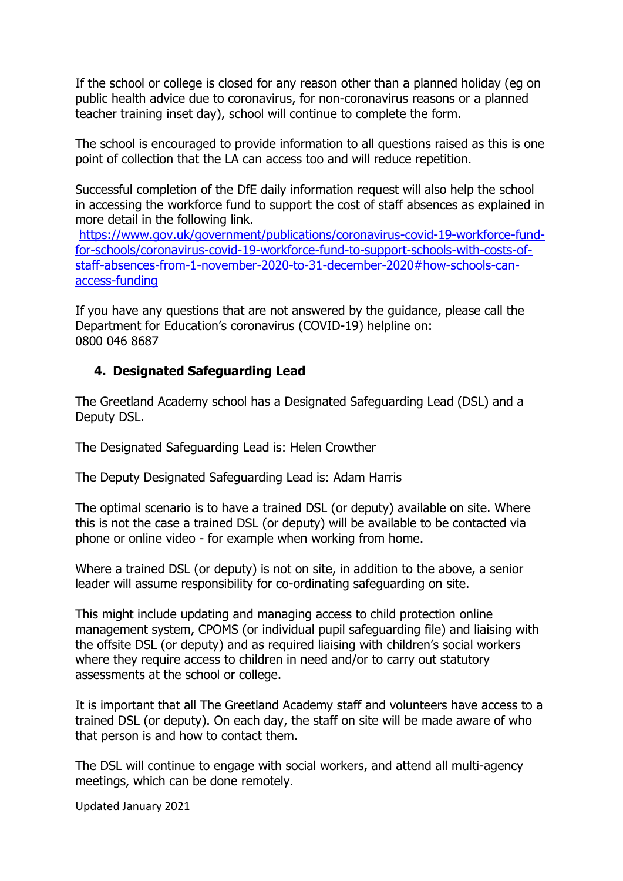If the school or college is closed for any reason other than a planned holiday (eg on public health advice due to coronavirus, for non-coronavirus reasons or a planned teacher training inset day), school will continue to complete the form.

The school is encouraged to provide information to all questions raised as this is one point of collection that the LA can access too and will reduce repetition.

Successful completion of the DfE daily information request will also help the school in accessing the workforce fund to support the cost of staff absences as explained in more detail in the following link.
[https://www.gov.uk/government/publications/coronavirus-covid-19-workforce-fund-for-schools/coronavirus-covid-19-workforce-fund-to-support-schools-with-costs-of-staff-absences-from-1-november-2020-to-31-december-2020#how-schools-can-access-funding](https://www.gov.uk/government/publications/coronavirus-covid-19-workforce-fund-for-schools/coronavirus-covid-19-workforce-fund-to-support-schools-with-costs-of-staff-absences-from-1-november-2020-to-31-december-2020#how-schools-can-access-funding)

If you have any questions that are not answered by the guidance, please call the Department for Education's coronavirus (COVID-19) helpline on:
0800 046 8687

## 4. Designated Safeguarding Lead

The Greetland Academy school has a Designated Safeguarding Lead (DSL) and a Deputy DSL.

The Designated Safeguarding Lead is: Helen Crowther

The Deputy Designated Safeguarding Lead is: Adam Harris

The optimal scenario is to have a trained DSL (or deputy) available on site. Where this is not the case a trained DSL (or deputy) will be available to be contacted via phone or online video - for example when working from home.

Where a trained DSL (or deputy) is not on site, in addition to the above, a senior leader will assume responsibility for co-ordinating safeguarding on site.

This might include updating and managing access to child protection online management system, CPOMS (or individual pupil safeguarding file) and liaising with the offsite DSL (or deputy) and as required liaising with children's social workers where they require access to children in need and/or to carry out statutory assessments at the school or college.

It is important that all The Greetland Academy staff and volunteers have access to a trained DSL (or deputy). On each day, the staff on site will be made aware of who that person is and how to contact them.

The DSL will continue to engage with social workers, and attend all multi-agency meetings, which can be done remotely.

Updated January 2021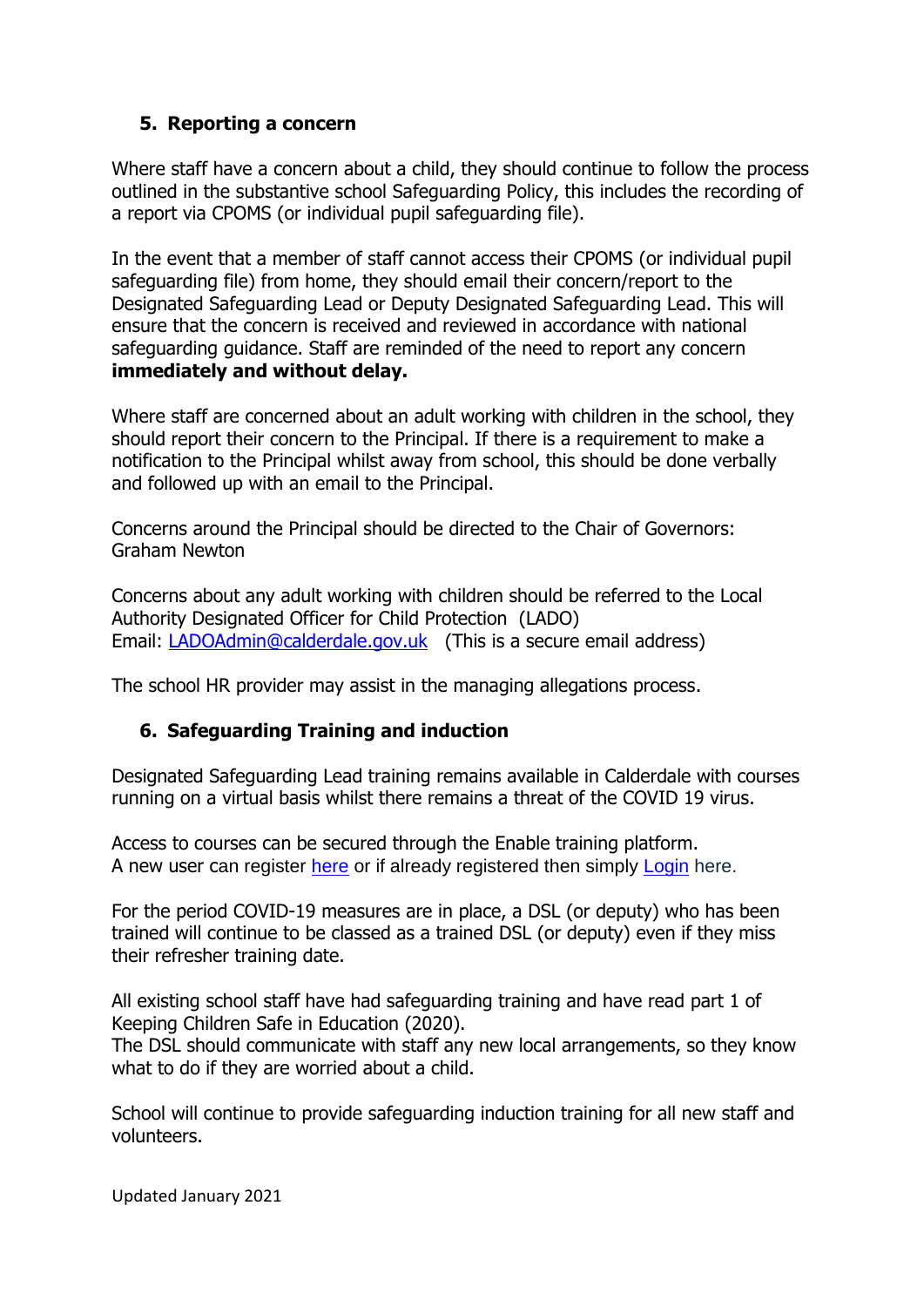## 5. Reporting a concern

Where staff have a concern about a child, they should continue to follow the process outlined in the substantive school Safeguarding Policy, this includes the recording of a report via CPOMS (or individual pupil safeguarding file).

In the event that a member of staff cannot access their CPOMS (or individual pupil safeguarding file) from home, they should email their concern/report to the Designated Safeguarding Lead or Deputy Designated Safeguarding Lead. This will ensure that the concern is received and reviewed in accordance with national safeguarding guidance. Staff are reminded of the need to report any concern **immediately and without delay.**

Where staff are concerned about an adult working with children in the school, they should report their concern to the Principal. If there is a requirement to make a notification to the Principal whilst away from school, this should be done verbally and followed up with an email to the Principal.

Concerns around the Principal should be directed to the Chair of Governors: Graham Newton

Concerns about any adult working with children should be referred to the Local Authority Designated Officer for Child Protection (LADO)
Email: LADOAdmin@calderdale.gov.uk (This is a secure email address)

The school HR provider may assist in the managing allegations process.

## 6. Safeguarding Training and induction

Designated Safeguarding Lead training remains available in Calderdale with courses running on a virtual basis whilst there remains a threat of the COVID 19 virus.

Access to courses can be secured through the Enable training platform.
A new user can register here or if already registered then simply Login here.

For the period COVID-19 measures are in place, a DSL (or deputy) who has been trained will continue to be classed as a trained DSL (or deputy) even if they miss their refresher training date.

All existing school staff have had safeguarding training and have read part 1 of Keeping Children Safe in Education (2020).
The DSL should communicate with staff any new local arrangements, so they know what to do if they are worried about a child.

School will continue to provide safeguarding induction training for all new staff and volunteers.

Updated January 2021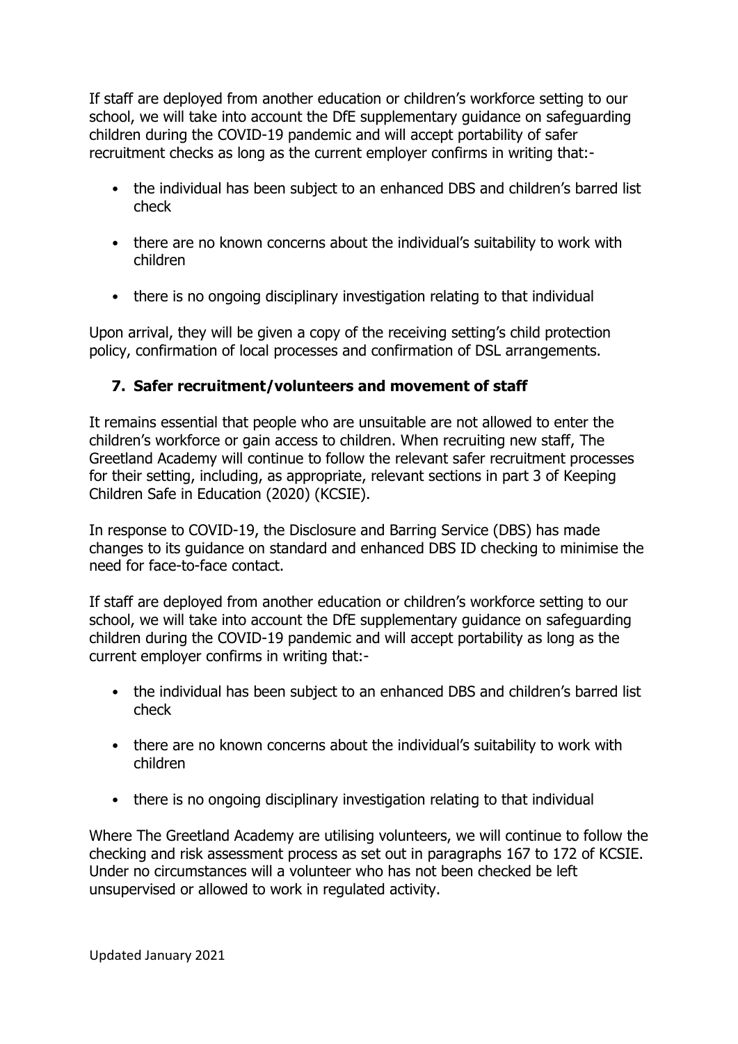If staff are deployed from another education or children's workforce setting to our school, we will take into account the DfE supplementary guidance on safeguarding children during the COVID-19 pandemic and will accept portability of safer recruitment checks as long as the current employer confirms in writing that:-

- the individual has been subject to an enhanced DBS and children's barred list check
- there are no known concerns about the individual's suitability to work with children
- there is no ongoing disciplinary investigation relating to that individual

Upon arrival, they will be given a copy of the receiving setting's child protection policy, confirmation of local processes and confirmation of DSL arrangements.

### 7. Safer recruitment/volunteers and movement of staff

It remains essential that people who are unsuitable are not allowed to enter the children's workforce or gain access to children. When recruiting new staff, The Greetland Academy will continue to follow the relevant safer recruitment processes for their setting, including, as appropriate, relevant sections in part 3 of Keeping Children Safe in Education (2020) (KCSIE).

In response to COVID-19, the Disclosure and Barring Service (DBS) has made changes to its guidance on standard and enhanced DBS ID checking to minimise the need for face-to-face contact.

If staff are deployed from another education or children's workforce setting to our school, we will take into account the DfE supplementary guidance on safeguarding children during the COVID-19 pandemic and will accept portability as long as the current employer confirms in writing that:-

- the individual has been subject to an enhanced DBS and children's barred list check
- there are no known concerns about the individual's suitability to work with children
- there is no ongoing disciplinary investigation relating to that individual

Where The Greetland Academy are utilising volunteers, we will continue to follow the checking and risk assessment process as set out in paragraphs 167 to 172 of KCSIE. Under no circumstances will a volunteer who has not been checked be left unsupervised or allowed to work in regulated activity.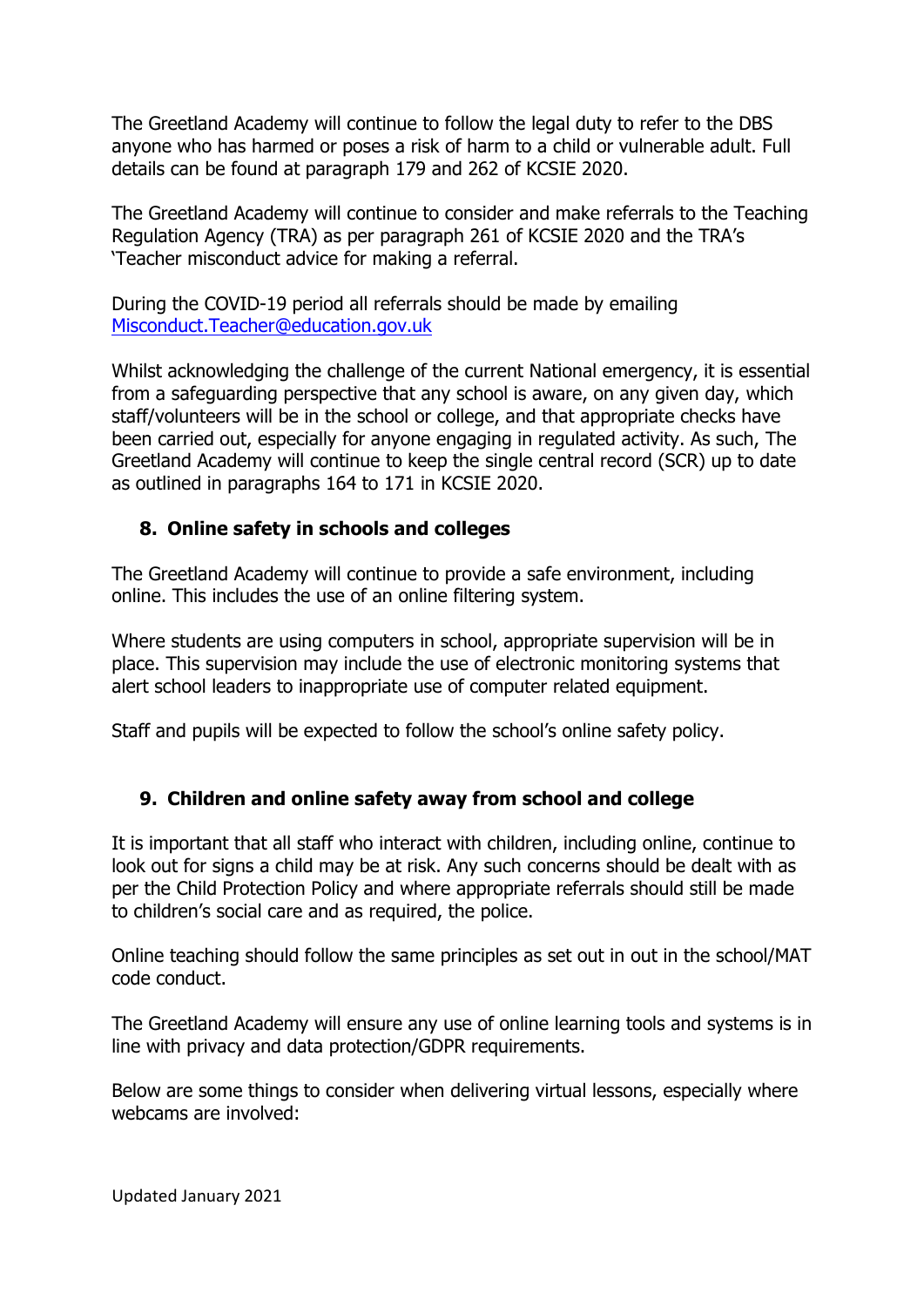The Greetland Academy will continue to follow the legal duty to refer to the DBS anyone who has harmed or poses a risk of harm to a child or vulnerable adult. Full details can be found at paragraph 179 and 262 of KCSIE 2020.

The Greetland Academy will continue to consider and make referrals to the Teaching Regulation Agency (TRA) as per paragraph 261 of KCSIE 2020 and the TRA's 'Teacher misconduct advice for making a referral.

During the COVID-19 period all referrals should be made by emailing [Misconduct.Teacher@education.gov.uk](mailto:Misconduct.Teacher@education.gov.uk)

Whilst acknowledging the challenge of the current National emergency, it is essential from a safeguarding perspective that any school is aware, on any given day, which staff/volunteers will be in the school or college, and that appropriate checks have been carried out, especially for anyone engaging in regulated activity. As such, The Greetland Academy will continue to keep the single central record (SCR) up to date as outlined in paragraphs 164 to 171 in KCSIE 2020.

## 8. Online safety in schools and colleges

The Greetland Academy will continue to provide a safe environment, including online. This includes the use of an online filtering system.

Where students are using computers in school, appropriate supervision will be in place. This supervision may include the use of electronic monitoring systems that alert school leaders to inappropriate use of computer related equipment.

Staff and pupils will be expected to follow the school's online safety policy.

## 9. Children and online safety away from school and college

It is important that all staff who interact with children, including online, continue to look out for signs a child may be at risk. Any such concerns should be dealt with as per the Child Protection Policy and where appropriate referrals should still be made to children's social care and as required, the police.

Online teaching should follow the same principles as set out in out in the school/MAT code conduct.

The Greetland Academy will ensure any use of online learning tools and systems is in line with privacy and data protection/GDPR requirements.

Below are some things to consider when delivering virtual lessons, especially where webcams are involved: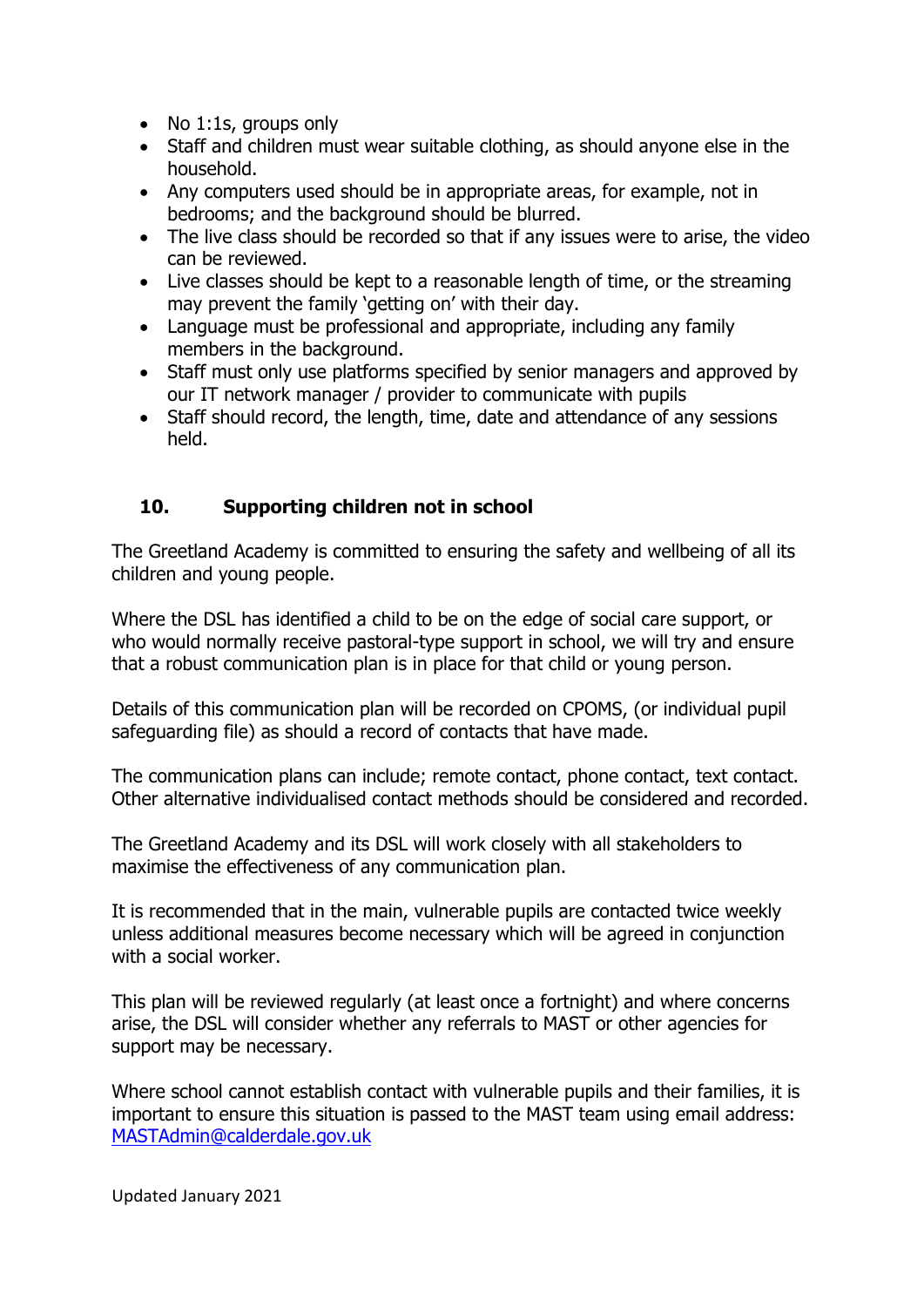- No 1:1s, groups only
- Staff and children must wear suitable clothing, as should anyone else in the household.
- Any computers used should be in appropriate areas, for example, not in bedrooms; and the background should be blurred.
- The live class should be recorded so that if any issues were to arise, the video can be reviewed.
- Live classes should be kept to a reasonable length of time, or the streaming may prevent the family 'getting on' with their day.
- Language must be professional and appropriate, including any family members in the background.
- Staff must only use platforms specified by senior managers and approved by our IT network manager / provider to communicate with pupils
- Staff should record, the length, time, date and attendance of any sessions held.

## 10. Supporting children not in school

The Greetland Academy is committed to ensuring the safety and wellbeing of all its children and young people.

Where the DSL has identified a child to be on the edge of social care support, or who would normally receive pastoral-type support in school, we will try and ensure that a robust communication plan is in place for that child or young person.

Details of this communication plan will be recorded on CPOMS, (or individual pupil safeguarding file) as should a record of contacts that have made.

The communication plans can include; remote contact, phone contact, text contact. Other alternative individualised contact methods should be considered and recorded.

The Greetland Academy and its DSL will work closely with all stakeholders to maximise the effectiveness of any communication plan.

It is recommended that in the main, vulnerable pupils are contacted twice weekly unless additional measures become necessary which will be agreed in conjunction with a social worker.

This plan will be reviewed regularly (at least once a fortnight) and where concerns arise, the DSL will consider whether any referrals to MAST or other agencies for support may be necessary.

Where school cannot establish contact with vulnerable pupils and their families, it is important to ensure this situation is passed to the MAST team using email address: MASTAdmin@calderdale.gov.uk

Updated January 2021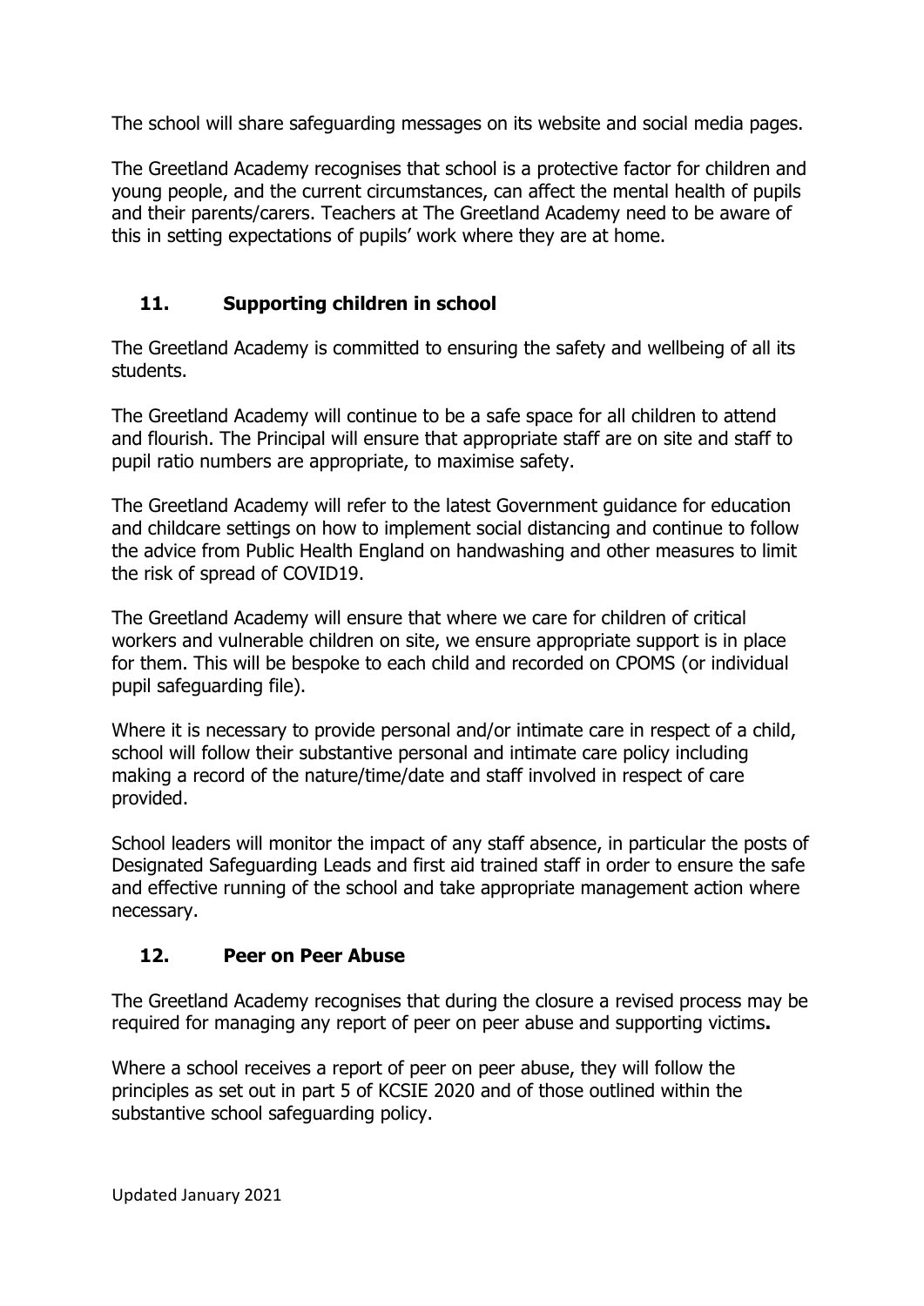The school will share safeguarding messages on its website and social media pages.

The Greetland Academy recognises that school is a protective factor for children and young people, and the current circumstances, can affect the mental health of pupils and their parents/carers. Teachers at The Greetland Academy need to be aware of this in setting expectations of pupils' work where they are at home.

## 11. Supporting children in school

The Greetland Academy is committed to ensuring the safety and wellbeing of all its students.

The Greetland Academy will continue to be a safe space for all children to attend and flourish. The Principal will ensure that appropriate staff are on site and staff to pupil ratio numbers are appropriate, to maximise safety.

The Greetland Academy will refer to the latest Government guidance for education and childcare settings on how to implement social distancing and continue to follow the advice from Public Health England on handwashing and other measures to limit the risk of spread of COVID19.

The Greetland Academy will ensure that where we care for children of critical workers and vulnerable children on site, we ensure appropriate support is in place for them. This will be bespoke to each child and recorded on CPOMS (or individual pupil safeguarding file).

Where it is necessary to provide personal and/or intimate care in respect of a child, school will follow their substantive personal and intimate care policy including making a record of the nature/time/date and staff involved in respect of care provided.

School leaders will monitor the impact of any staff absence, in particular the posts of Designated Safeguarding Leads and first aid trained staff in order to ensure the safe and effective running of the school and take appropriate management action where necessary.

## 12. Peer on Peer Abuse

The Greetland Academy recognises that during the closure a revised process may be required for managing any report of peer on peer abuse and supporting victims**.**

Where a school receives a report of peer on peer abuse, they will follow the principles as set out in part 5 of KCSIE 2020 and of those outlined within the substantive school safeguarding policy.

Updated January 2021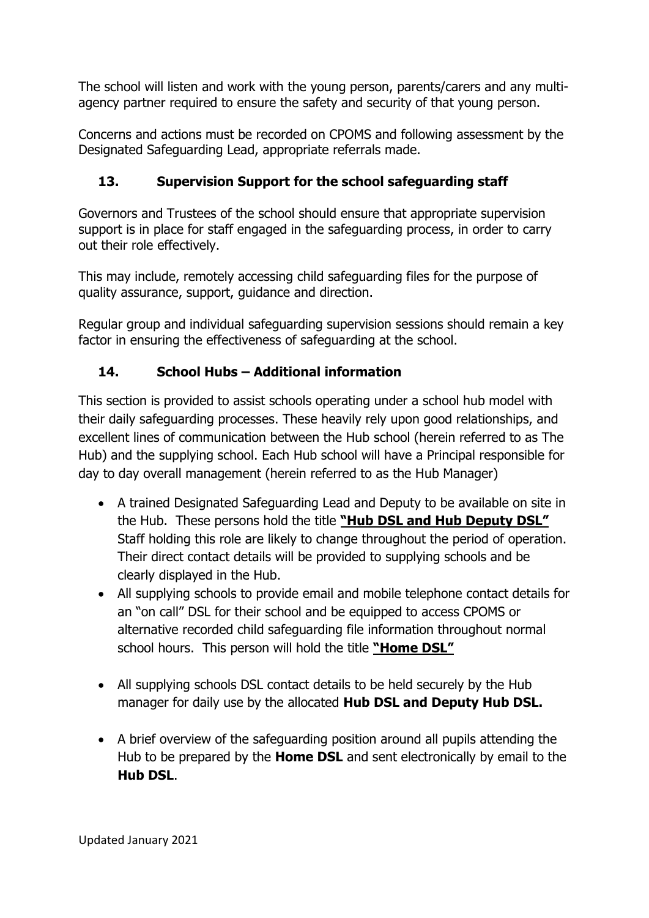The school will listen and work with the young person, parents/carers and any multi-agency partner required to ensure the safety and security of that young person.

Concerns and actions must be recorded on CPOMS and following assessment by the Designated Safeguarding Lead, appropriate referrals made.

## 13. Supervision Support for the school safeguarding staff

Governors and Trustees of the school should ensure that appropriate supervision support is in place for staff engaged in the safeguarding process, in order to carry out their role effectively.

This may include, remotely accessing child safeguarding files for the purpose of quality assurance, support, guidance and direction.

Regular group and individual safeguarding supervision sessions should remain a key factor in ensuring the effectiveness of safeguarding at the school.

## 14. School Hubs – Additional information

This section is provided to assist schools operating under a school hub model with their daily safeguarding processes. These heavily rely upon good relationships, and excellent lines of communication between the Hub school (herein referred to as The Hub) and the supplying school. Each Hub school will have a Principal responsible for day to day overall management (herein referred to as the Hub Manager)

- A trained Designated Safeguarding Lead and Deputy to be available on site in the Hub. These persons hold the title **"Hub DSL and Hub Deputy DSL"** Staff holding this role are likely to change throughout the period of operation. Their direct contact details will be provided to supplying schools and be clearly displayed in the Hub.
- All supplying schools to provide email and mobile telephone contact details for an "on call" DSL for their school and be equipped to access CPOMS or alternative recorded child safeguarding file information throughout normal school hours. This person will hold the title **"Home DSL"**
- All supplying schools DSL contact details to be held securely by the Hub manager for daily use by the allocated **Hub DSL and Deputy Hub DSL.**
- A brief overview of the safeguarding position around all pupils attending the Hub to be prepared by the **Home DSL** and sent electronically by email to the **Hub DSL**.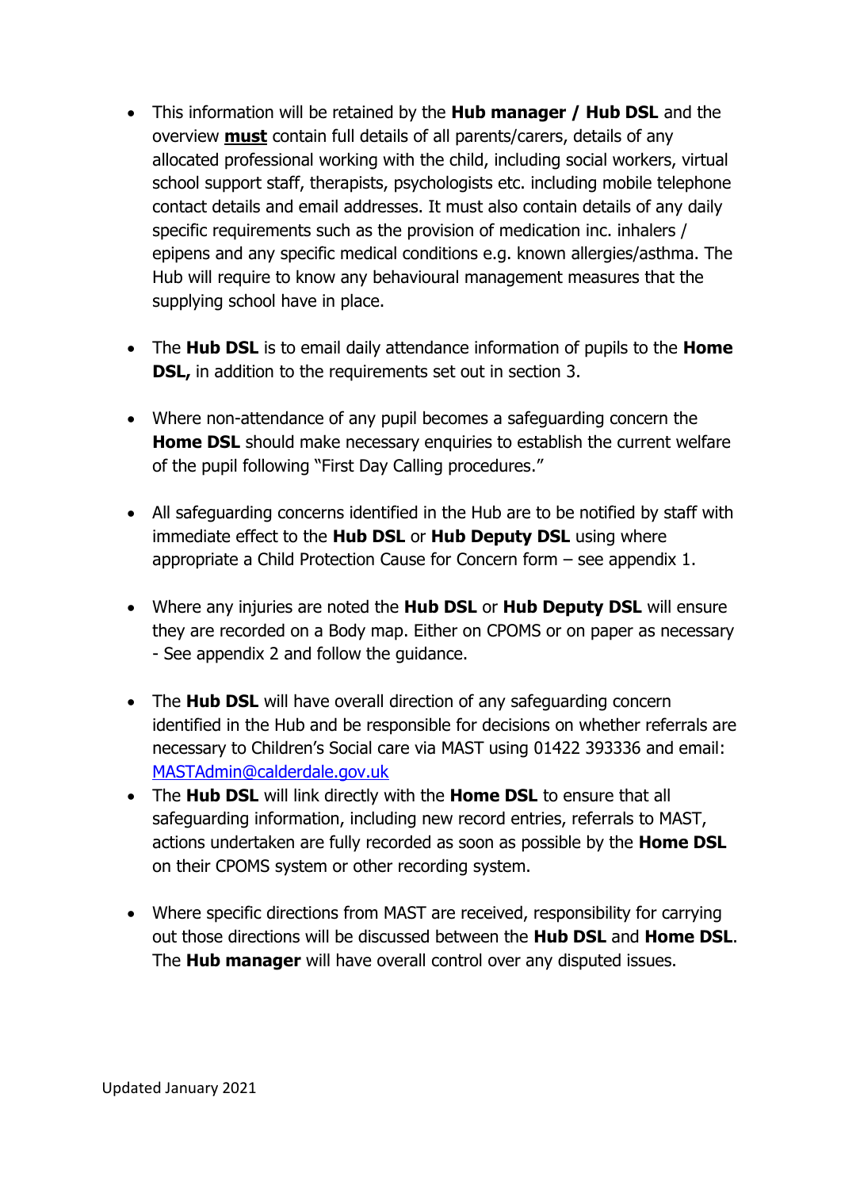- This information will be retained by the **Hub manager / Hub DSL** and the overview **must** contain full details of all parents/carers, details of any allocated professional working with the child, including social workers, virtual school support staff, therapists, psychologists etc. including mobile telephone contact details and email addresses. It must also contain details of any daily specific requirements such as the provision of medication inc. inhalers / epipens and any specific medical conditions e.g. known allergies/asthma. The Hub will require to know any behavioural management measures that the supplying school have in place.

- The **Hub DSL** is to email daily attendance information of pupils to the **Home DSL,** in addition to the requirements set out in section 3.

- Where non-attendance of any pupil becomes a safeguarding concern the **Home DSL** should make necessary enquiries to establish the current welfare of the pupil following "First Day Calling procedures."

- All safeguarding concerns identified in the Hub are to be notified by staff with immediate effect to the **Hub DSL** or **Hub Deputy DSL** using where appropriate a Child Protection Cause for Concern form – see appendix 1.

- Where any injuries are noted the **Hub DSL** or **Hub Deputy DSL** will ensure they are recorded on a Body map. Either on CPOMS or on paper as necessary - See appendix 2 and follow the guidance.

- The **Hub DSL** will have overall direction of any safeguarding concern identified in the Hub and be responsible for decisions on whether referrals are necessary to Children's Social care via MAST using 01422 393336 and email: MASTAdmin@calderdale.gov.uk
- The **Hub DSL** will link directly with the **Home DSL** to ensure that all safeguarding information, including new record entries, referrals to MAST, actions undertaken are fully recorded as soon as possible by the **Home DSL** on their CPOMS system or other recording system.

- Where specific directions from MAST are received, responsibility for carrying out those directions will be discussed between the **Hub DSL** and **Home DSL**. The **Hub manager** will have overall control over any disputed issues.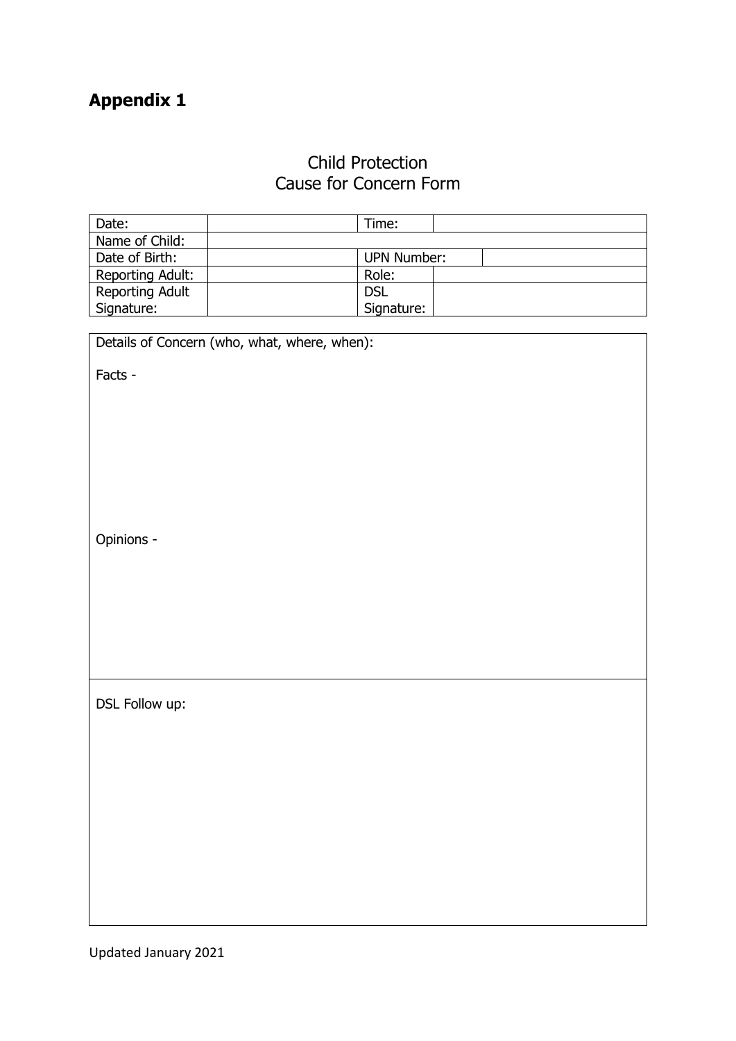## Appendix 1

Child Protection
Cause for Concern Form

| Date: | | Time: | |
|---|---|---|---|
| Name of Child: | | | |
| Date of Birth: | | UPN Number: | |
| Reporting Adult: | | Role: | |
| Reporting Adult Signature: | | DSL Signature: | |

| Details of Concern (who, what, where, when): |
|---|
| Facts - <br><br><br><br>Opinions - |
| DSL Follow up: |

Updated January 2021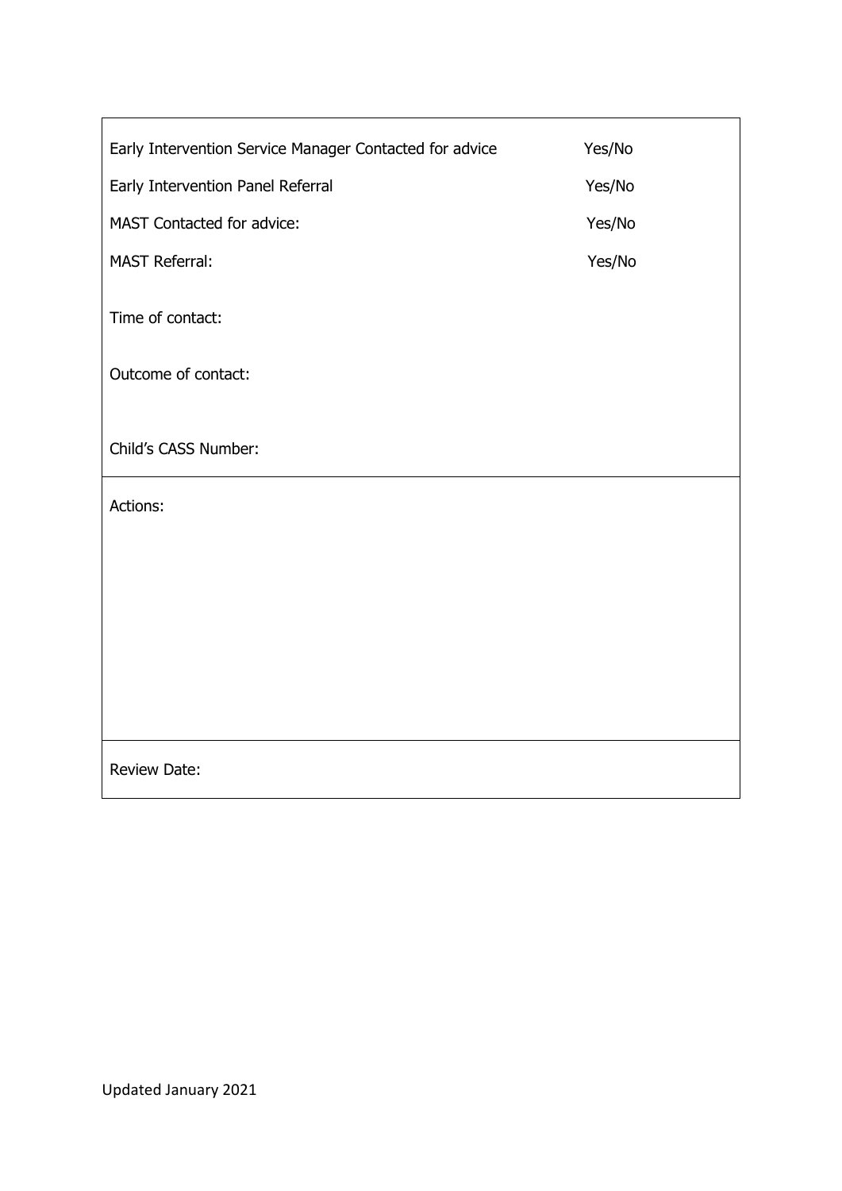| | |
|---|---|
| Early Intervention Service Manager Contacted for advice | Yes/No |
| Early Intervention Panel Referral | Yes/No |
| MAST Contacted for advice: | Yes/No |
| MAST Referral: | Yes/No |
| Time of contact: | |
| Outcome of contact: | |
| Child's CASS Number: | |
| Actions: | |
| Review Date: | |

Updated January 2021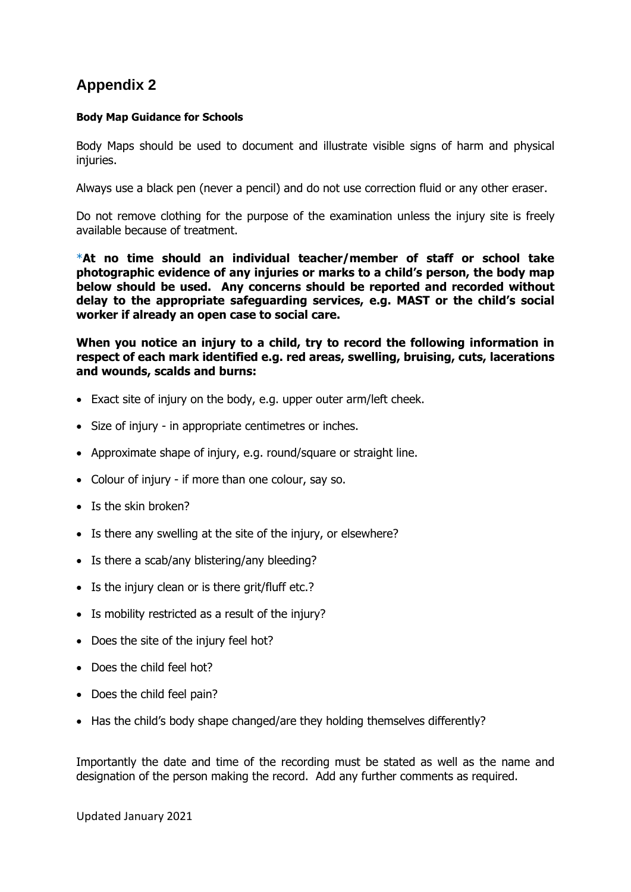## Appendix 2

**Body Map Guidance for Schools**

Body Maps should be used to document and illustrate visible signs of harm and physical injuries.

Always use a black pen (never a pencil) and do not use correction fluid or any other eraser.

Do not remove clothing for the purpose of the examination unless the injury site is freely available because of treatment.

*__At no time should an individual teacher/member of staff or school take photographic evidence of any injuries or marks to a child's person, the body map below should be used. Any concerns should be reported and recorded without delay to the appropriate safeguarding services, e.g. MAST or the child's social worker if already an open case to social care.__

**When you notice an injury to a child, try to record the following information in respect of each mark identified e.g. red areas, swelling, bruising, cuts, lacerations and wounds, scalds and burns:**

- Exact site of injury on the body, e.g. upper outer arm/left cheek.
- Size of injury - in appropriate centimetres or inches.
- Approximate shape of injury, e.g. round/square or straight line.
- Colour of injury - if more than one colour, say so.
- Is the skin broken?
- Is there any swelling at the site of the injury, or elsewhere?
- Is there a scab/any blistering/any bleeding?
- Is the injury clean or is there grit/fluff etc.?
- Is mobility restricted as a result of the injury?
- Does the site of the injury feel hot?
- Does the child feel hot?
- Does the child feel pain?
- Has the child's body shape changed/are they holding themselves differently?

Importantly the date and time of the recording must be stated as well as the name and designation of the person making the record. Add any further comments as required.

Updated January 2021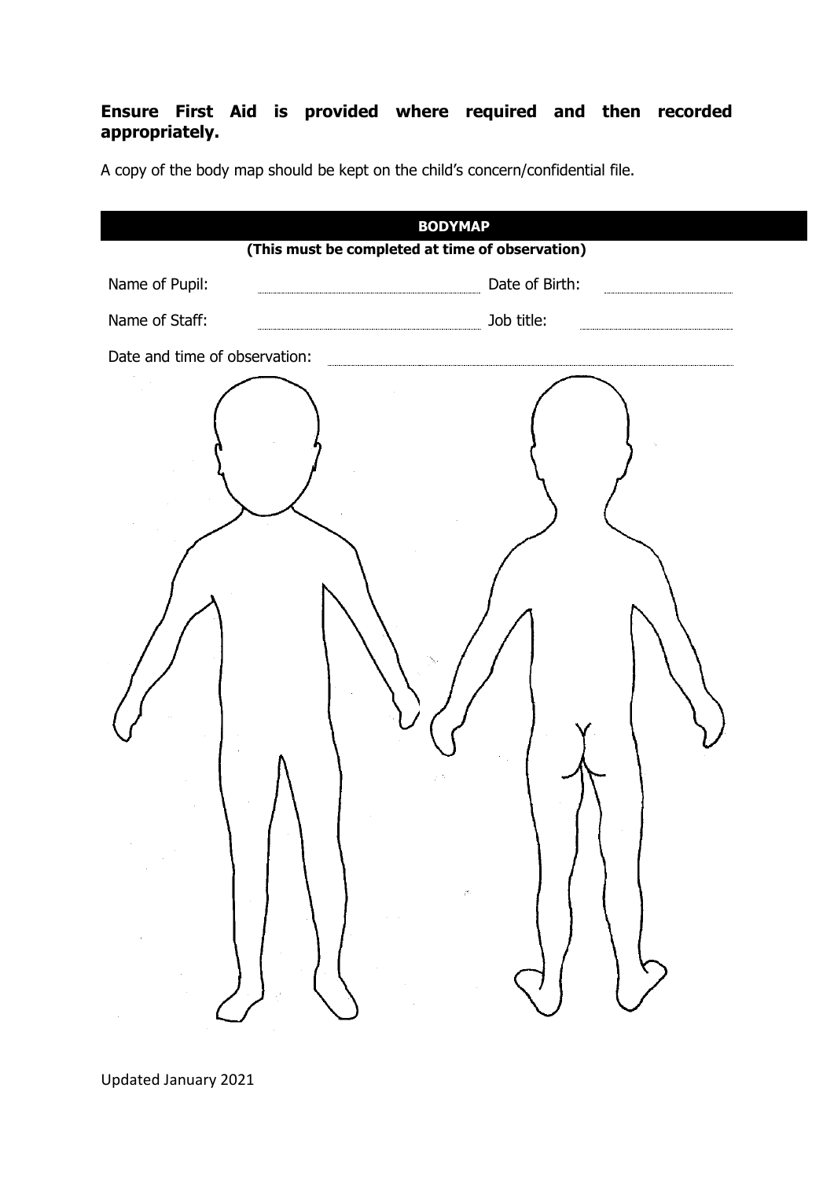**Ensure First Aid is provided where required and then recorded appropriately.**

A copy of the body map should be kept on the child's concern/confidential file.

## BODYMAP

**(This must be completed at time of observation)**

Name of Pupil: ____________________ Date of Birth: ____________

Name of Staff: ____________________ Job title: ____________

Date and time of observation: ____________________________

Updated January 2021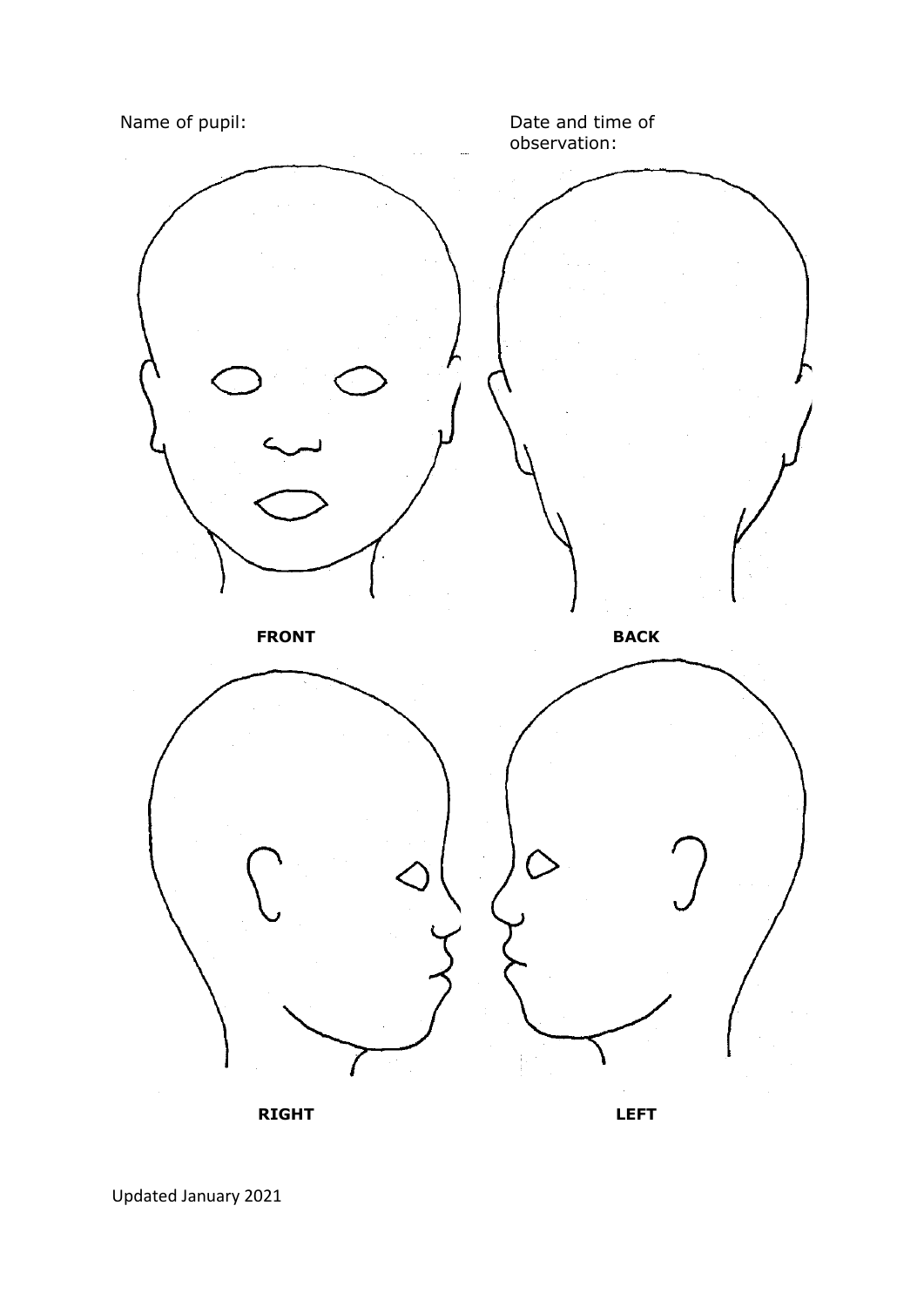Name of pupil:

Date and time of observation:

**FRONT**

**BACK**

**RIGHT**

**LEFT**

Updated January 2021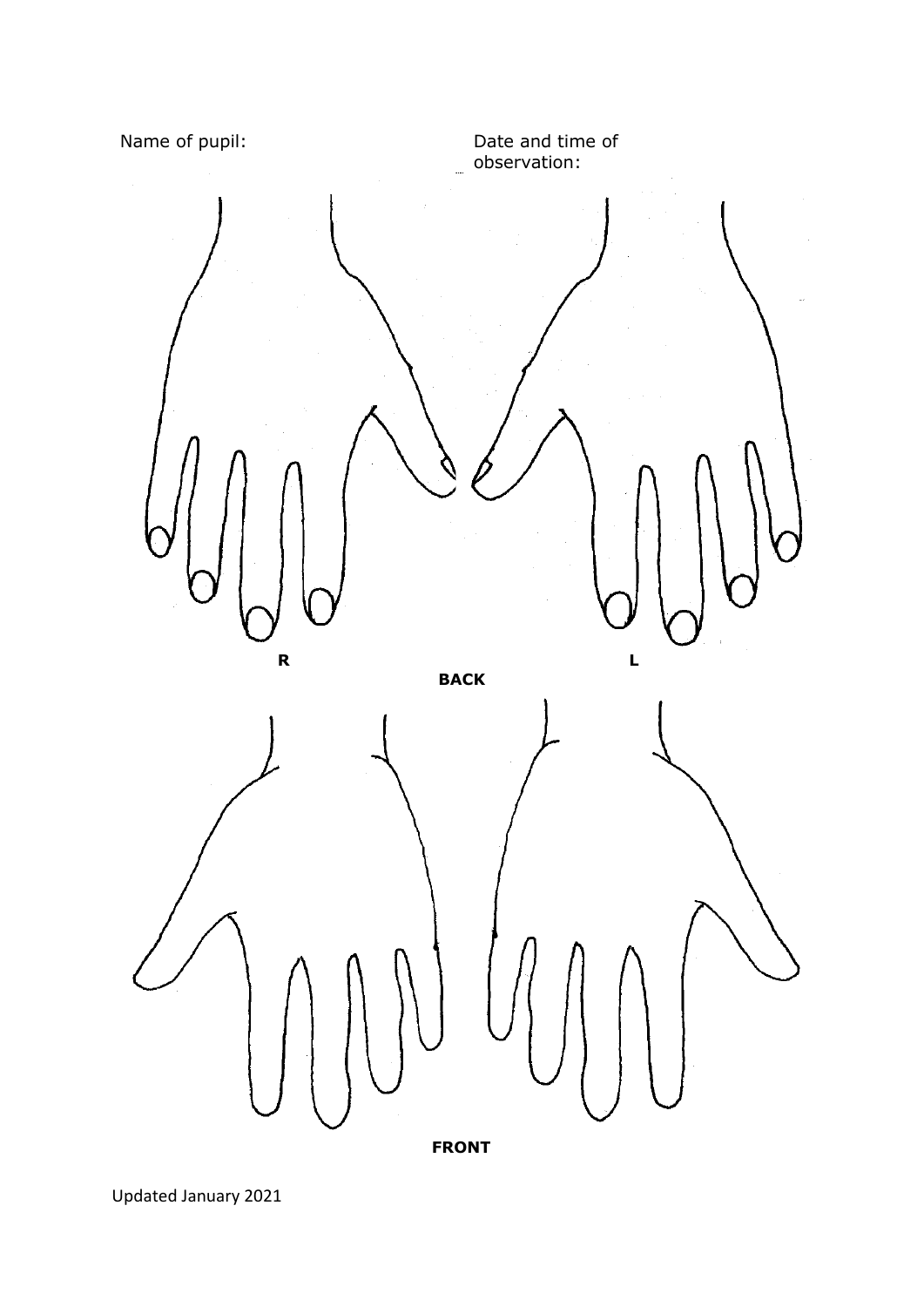Name of pupil:

Date and time of observation:

R

L

**BACK**

**FRONT**

Updated January 2021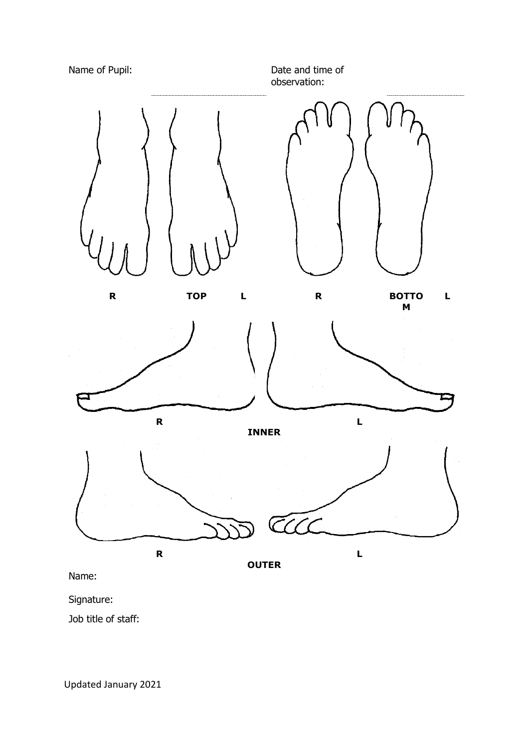Name of Pupil:

Date and time of observation:

R TOP L

R BOTTOM L

R INNER L

R OUTER L

Name:

Signature:

Job title of staff:

Updated January 2021